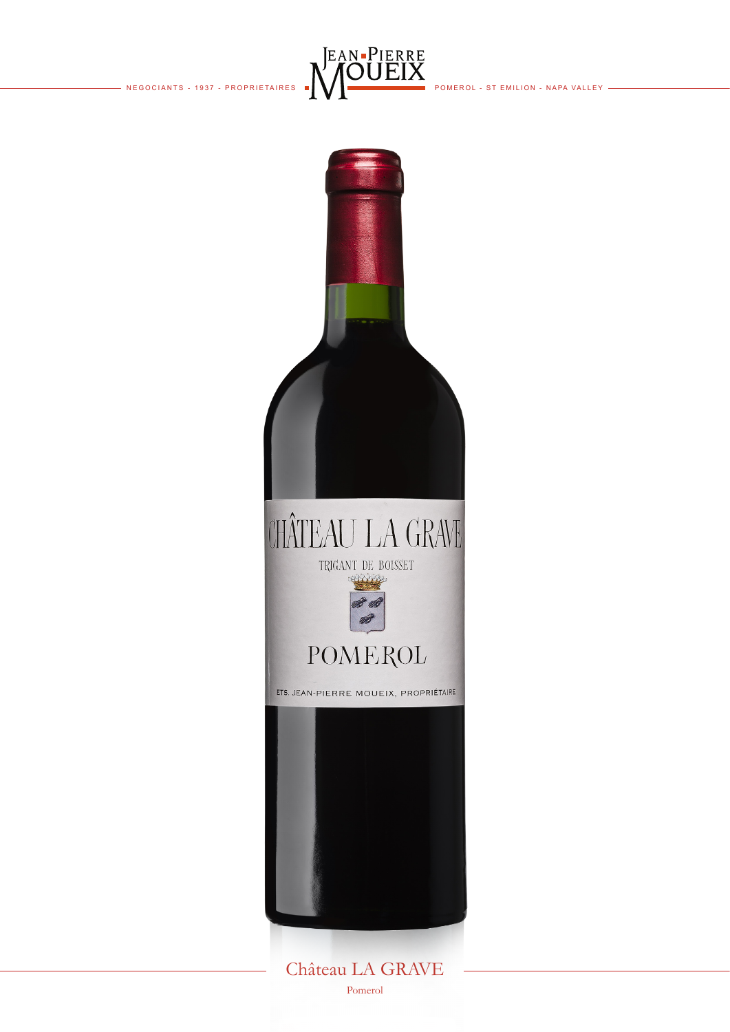NEGOCIANTS - 1937 - PROPRIETAIRES **JEAN-PIERRE MOUEIX** POMEROL - ST EMILION - NAPA VALLEY

# Château LA GRAVE

Pomerol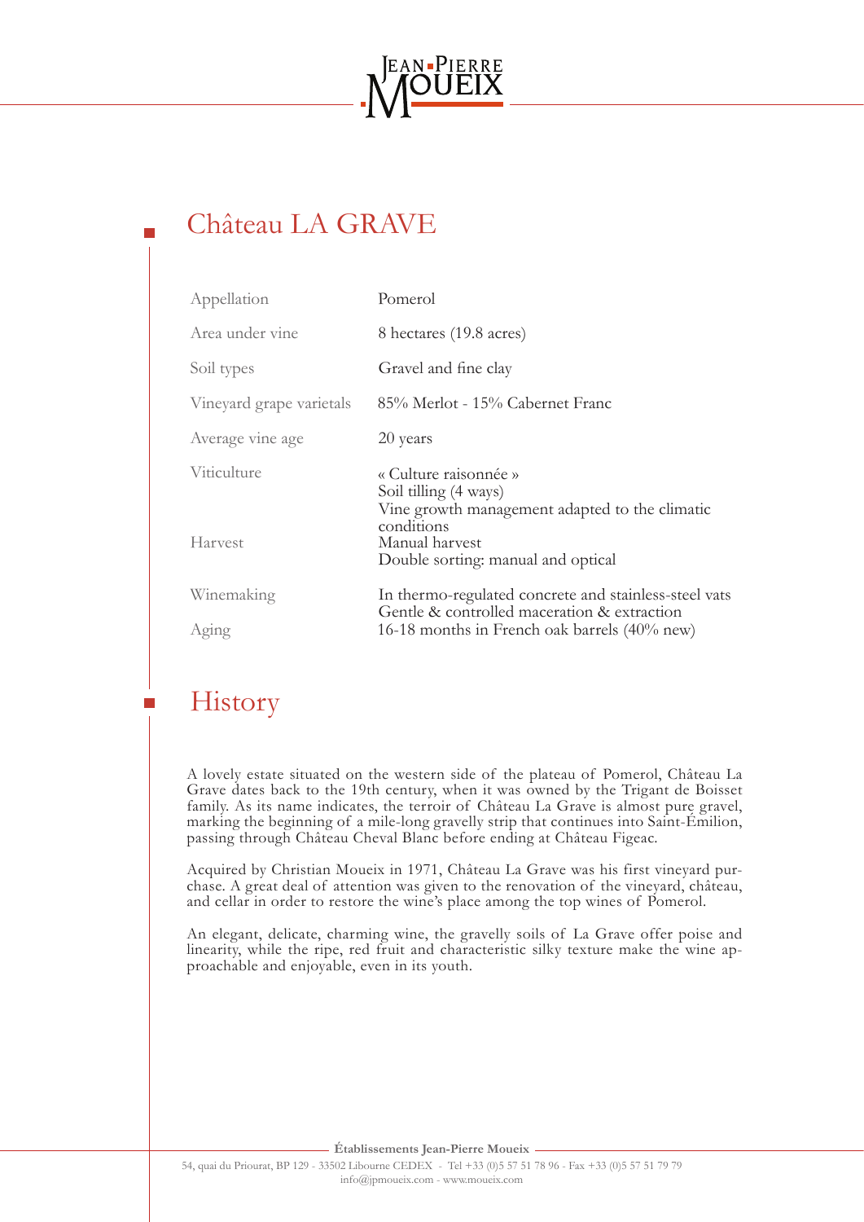# Château LA GRAVE

| | |
|---|---|
| Appellation | Pomerol |
| Area under vine | 8 hectares (19.8 acres) |
| Soil types | Gravel and fine clay |
| Vineyard grape varietals | 85% Merlot - 15% Cabernet Franc |
| Average vine age | 20 years |
| Viticulture | « Culture raisonnée »<br>Soil tilling (4 ways)<br>Vine growth management adapted to the climatic conditions |
| Harvest | Manual harvest<br>Double sorting: manual and optical |
| Winemaking | In thermo-regulated concrete and stainless-steel vats<br>Gentle & controlled maceration & extraction |
| Aging | 16-18 months in French oak barrels (40% new) |

## History

A lovely estate situated on the western side of the plateau of Pomerol, Château La Grave dates back to the 19th century, when it was owned by the Trigant de Boisset family. As its name indicates, the terroir of Château La Grave is almost pure gravel, marking the beginning of a mile-long gravelly strip that continues into Saint-Émilion, passing through Château Cheval Blanc before ending at Château Figeac.

Acquired by Christian Moueix in 1971, Château La Grave was his first vineyard purchase. A great deal of attention was given to the renovation of the vineyard, château, and cellar in order to restore the wine's place among the top wines of Pomerol.

An elegant, delicate, charming wine, the gravelly soils of La Grave offer poise and linearity, while the ripe, red fruit and characteristic silky texture make the wine approachable and enjoyable, even in its youth.